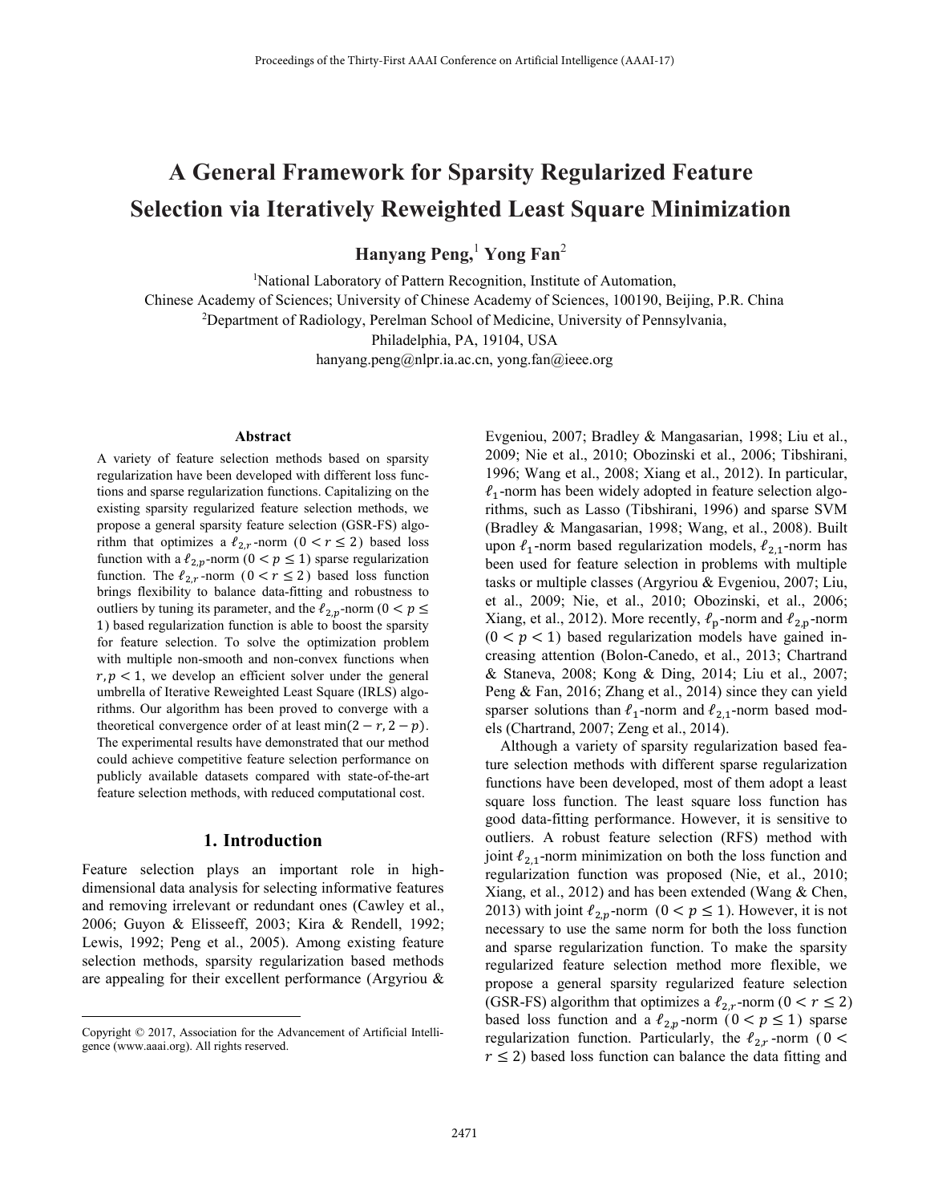# A General Framework for Sparsity Regularized Feature Selection via Iteratively Reweighted Least Square Minimization

**Hanyang Peng,**[1] **Yong Fan**[2]

[1]National Laboratory of Pattern Recognition, Institute of Automation,
Chinese Academy of Sciences; University of Chinese Academy of Sciences, 100190, Beijing, P.R. China
[2]Department of Radiology, Perelman School of Medicine, University of Pennsylvania,
Philadelphia, PA, 19104, USA
hanyang.peng@nlpr.ia.ac.cn, yong.fan@ieee.org

### Abstract

A variety of feature selection methods based on sparsity regularization have been developed with different loss functions and sparse regularization functions. Capitalizing on the existing sparsity regularized feature selection methods, we propose a general sparsity feature selection (GSR-FS) algorithm that optimizes a $\ell_{2,r}$-norm ($0 < r \leq 2$) based loss function with a $\ell_{2,p}$-norm ($0 < p \leq 1$) sparse regularization function. The $\ell_{2,r}$-norm ($0 < r \leq 2$) based loss function brings flexibility to balance data-fitting and robustness to outliers by tuning its parameter, and the $\ell_{2,p}$-norm ($0 < p \leq 1$) based regularization function is able to boost the sparsity for feature selection. To solve the optimization problem with multiple non-smooth and non-convex functions when $r, p < 1$, we develop an efficient solver under the general umbrella of Iterative Reweighted Least Square (IRLS) algorithms. Our algorithm has been proved to converge with a theoretical convergence order of at least $\min(2-r, 2-p)$. The experimental results have demonstrated that our method could achieve competitive feature selection performance on publicly available datasets compared with state-of-the-art feature selection methods, with reduced computational cost.

## 1. Introduction

Feature selection plays an important role in high-dimensional data analysis for selecting informative features and removing irrelevant or redundant ones (Cawley et al., 2006; Guyon & Elisseeff, 2003; Kira & Rendell, 1992; Lewis, 1992; Peng et al., 2005). Among existing feature selection methods, sparsity regularization based methods are appealing for their excellent performance (Argyriou & Evgeniou, 2007; Bradley & Mangasarian, 1998; Liu et al., 2009; Nie et al., 2010; Obozinski et al., 2006; Tibshirani, 1996; Wang et al., 2008; Xiang et al., 2012). In particular, $\ell_1$-norm has been widely adopted in feature selection algorithms, such as Lasso (Tibshirani, 1996) and sparse SVM (Bradley & Mangasarian, 1998; Wang, et al., 2008). Built upon $\ell_1$-norm based regularization models, $\ell_{2,1}$-norm has been used for feature selection in problems with multiple tasks or multiple classes (Argyriou & Evgeniou, 2007; Liu, et al., 2009; Nie, et al., 2010; Obozinski, et al., 2006; Xiang, et al., 2012). More recently, $\ell_p$-norm and $\ell_{2,p}$-norm ($0 < p < 1$) based regularization models have gained increasing attention (Bolon-Canedo, et al., 2013; Chartrand & Staneva, 2008; Kong & Ding, 2014; Liu et al., 2007; Peng & Fan, 2016; Zhang et al., 2014) since they can yield sparser solutions than $\ell_1$-norm and $\ell_{2,1}$-norm based models (Chartrand, 2007; Zeng et al., 2014).

Although a variety of sparsity regularization based feature selection methods with different sparse regularization functions have been developed, most of them adopt a least square loss function. The least square loss function has good data-fitting performance. However, it is sensitive to outliers. A robust feature selection (RFS) method with joint $\ell_{2,1}$-norm minimization on both the loss function and regularization function was proposed (Nie, et al., 2010; Xiang, et al., 2012) and has been extended (Wang & Chen, 2013) with joint $\ell_{2,p}$-norm ($0 < p \leq 1$). However, it is not necessary to use the same norm for both the loss function and sparse regularization function. To make the sparsity regularized feature selection method more flexible, we propose a general sparsity regularized feature selection (GSR-FS) algorithm that optimizes a $\ell_{2,r}$-norm ($0 < r \leq 2$) based loss function and a $\ell_{2,p}$-norm ($0 < p \leq 1$) sparse regularization function. Particularly, the $\ell_{2,r}$-norm ($0 < r \leq 2$) based loss function can balance the data fitting and

Copyright © 2017, Association for the Advancement of Artificial Intelligence (www.aaai.org). All rights reserved.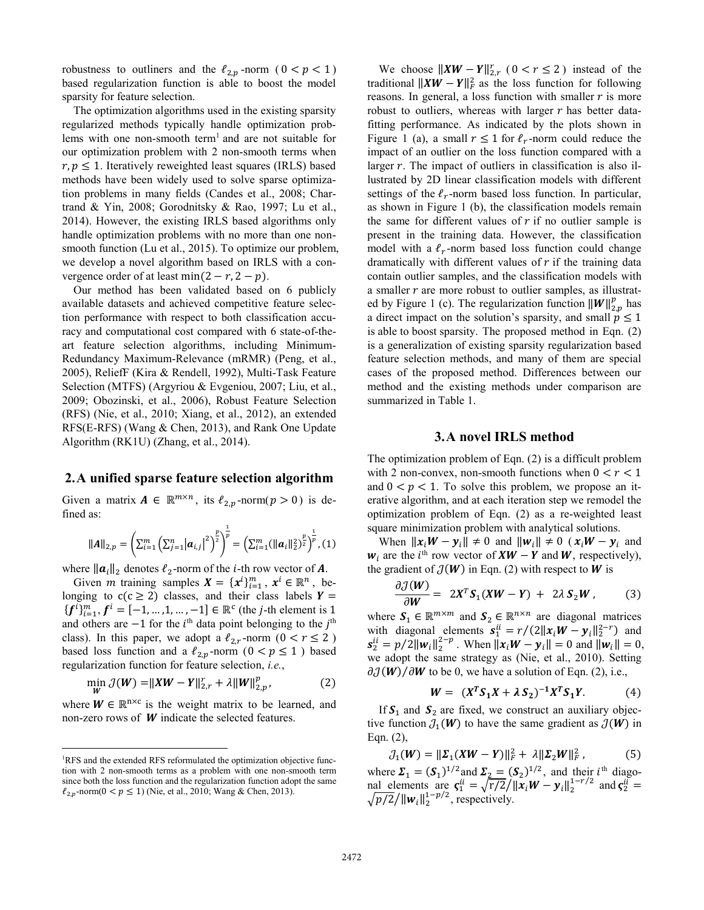robustness to outliners and the $\ell_{2,p}$-norm ($0 < p < 1$) based regularization function is able to boost the model sparsity for feature selection.

The optimization algorithms used in the existing sparsity regularized methods typically handle optimization problems with one non-smooth term[1] and are not suitable for our optimization problem with 2 non-smooth terms when $r, p \leq 1$. Iteratively reweighted least squares (IRLS) based methods have been widely used to solve sparse optimization problems in many fields (Candes et al., 2008; Chartrand & Yin, 2008; Gorodnitsky & Rao, 1997; Lu et al., 2014). However, the existing IRLS based algorithms only handle optimization problems with no more than one non-smooth function (Lu et al., 2015). To optimize our problem, we develop a novel algorithm based on IRLS with a convergence order of at least $\min(2-r, 2-p)$.

Our method has been validated based on 6 publicly available datasets and achieved competitive feature selection performance with respect to both classification accuracy and computational cost compared with 6 state-of-the-art feature selection algorithms, including Minimum-Redundancy Maximum-Relevance (mRMR) (Peng, et al., 2005), ReliefF (Kira & Rendell, 1992), Multi-Task Feature Selection (MTFS) (Argyriou & Evgeniou, 2007; Liu, et al., 2009; Obozinski, et al., 2006), Robust Feature Selection (RFS) (Nie, et al., 2010; Xiang, et al., 2012), an extended RFS(E-RFS) (Wang & Chen, 2013), and Rank One Update Algorithm (RK1U) (Zhang, et al., 2014).

## 2. A unified sparse feature selection algorithm

Given a matrix $\boldsymbol{A} \in \mathbb{R}^{m \times n}$, its $\ell_{2,p}$-norm($p > 0$) is defined as:

$$\|\boldsymbol{A}\|_{2,p} = \left(\sum_{i=1}^{m}\left(\sum_{j=1}^{n}|\boldsymbol{a}_{i,j}|^2\right)^{\frac{p}{2}}\right)^{\frac{1}{p}} = \left(\sum_{i=1}^{m}(\|\boldsymbol{a}_i\|_2^2)^{\frac{p}{2}}\right)^{\frac{1}{p}}, \quad (1)$$

where $\|\boldsymbol{a}_i\|_2$ denotes $\ell_2$-norm of the $i$-th row vector of $\boldsymbol{A}$.

Given $m$ training samples $\boldsymbol{X} = \{\boldsymbol{x}^i\}_{i=1}^m$, $\boldsymbol{x}^i \in \mathbb{R}^n$, belonging to c(c $\geq 2$) classes, and their class labels $\boldsymbol{Y} = \{\boldsymbol{f}^i\}_{i=1}^m$, $\boldsymbol{f}^i = [-1, \ldots, 1, \ldots, -1] \in \mathbb{R}^c$ (the $j$-th element is 1 and others are $-1$ for the $i^{\text{th}}$ data point belonging to the $j^{\text{th}}$ class). In this paper, we adopt a $\ell_{2,r}$-norm ($0 < r \leq 2$) based loss function and a $\ell_{2,p}$-norm ($0 < p \leq 1$) based regularization function for feature selection, *i.e.*,

$$\min_{\boldsymbol{W}} \mathcal{J}(\boldsymbol{W}) = \|\boldsymbol{XW} - \boldsymbol{Y}\|_{2,r}^r + \lambda\|\boldsymbol{W}\|_{2,p}^p, \quad (2)$$

where $\boldsymbol{W} \in \mathbb{R}^{\text{n} \times \text{c}}$ is the weight matrix to be learned, and non-zero rows of $\boldsymbol{W}$ indicate the selected features.

We choose $\|\boldsymbol{XW} - \boldsymbol{Y}\|_{2,r}^r$ ($0 < r \leq 2$) instead of the traditional $\|\boldsymbol{XW} - \boldsymbol{Y}\|_F^2$ as the loss function for following reasons. In general, a loss function with smaller $r$ is more robust to outliers, whereas with larger $r$ has better data-fitting performance. As indicated by the plots shown in Figure 1 (a), a small $r \leq 1$ for $\ell_r$-norm could reduce the impact of an outlier on the loss function compared with a larger $r$. The impact of outliers in classification is also illustrated by 2D linear classification models with different settings of the $\ell_r$-norm based loss function. In particular, as shown in Figure 1 (b), the classification models remain the same for different values of $r$ if no outlier sample is present in the training data. However, the classification model with a $\ell_r$-norm based loss function could change dramatically with different values of $r$ if the training data contain outlier samples, and the classification models with a smaller $r$ are more robust to outlier samples, as illustrated by Figure 1 (c). The regularization function $\|\boldsymbol{W}\|_{2,p}^p$ has a direct impact on the solution's sparsity, and small $p \leq 1$ is able to boost sparsity. The proposed method in Eqn. (2) is a generalization of existing sparsity regularization based feature selection methods, and many of them are special cases of the proposed method. Differences between our method and the existing methods under comparison are summarized in Table 1.

## 3. A novel IRLS method

The optimization problem of Eqn. (2) is a difficult problem with 2 non-convex, non-smooth functions when $0 < r < 1$ and $0 < p < 1$. To solve this problem, we propose an iterative algorithm, and at each iteration step we remodel the optimization problem of Eqn. (2) as a re-weighted least square minimization problem with analytical solutions.

When $\|\boldsymbol{x}_i\boldsymbol{W} - \boldsymbol{y}_i\| \neq 0$ and $\|\boldsymbol{w}_i\| \neq 0$ ($\boldsymbol{x}_i\boldsymbol{W} - \boldsymbol{y}_i$ and $\boldsymbol{w}_i$ are the $i^{\text{th}}$ row vector of $\boldsymbol{XW} - \boldsymbol{Y}$ and $\boldsymbol{W}$, respectively), the gradient of $\mathcal{J}(\boldsymbol{W})$ in Eqn. (2) with respect to $\boldsymbol{W}$ is

$$\frac{\partial \mathcal{J}(\boldsymbol{W})}{\partial \boldsymbol{W}} = 2\boldsymbol{X}^T\boldsymbol{S}_1(\boldsymbol{XW} - \boldsymbol{Y}) + 2\lambda\,\boldsymbol{S}_2\boldsymbol{W}, \quad (3)$$

where $\boldsymbol{S}_1 \in \mathbb{R}^{m \times m}$ and $\boldsymbol{S}_2 \in \mathbb{R}^{n \times n}$ are diagonal matrices with diagonal elements $\boldsymbol{s}_1^{ii} = r/(2\|\boldsymbol{x}_i\boldsymbol{W} - \boldsymbol{y}_i\|_2^{2-r})$ and $\boldsymbol{s}_2^{ii} = p/2\|\boldsymbol{w}_i\|_2^{2-p}$. When $\|\boldsymbol{x}_i\boldsymbol{W} - \boldsymbol{y}_i\| = 0$ and $\|\boldsymbol{w}_i\| = 0$, we adopt the same strategy as (Nie, et al., 2010). Setting $\partial\mathcal{J}(\boldsymbol{W})/\partial\boldsymbol{W}$ to be 0, we have a solution of Eqn. (2), i.e.,

$$\boldsymbol{W} = (\boldsymbol{X}^T\boldsymbol{S}_1\boldsymbol{X} + \lambda\,\boldsymbol{S}_2)^{-1}\boldsymbol{X}^T\boldsymbol{S}_1\boldsymbol{Y}. \quad (4)$$

If $\boldsymbol{S}_1$ and $\boldsymbol{S}_2$ are fixed, we construct an auxiliary objective function $\mathcal{J}_1(\boldsymbol{W})$ to have the same gradient as $\mathcal{J}(\boldsymbol{W})$ in Eqn. (2),

$$\mathcal{J}_1(\boldsymbol{W}) = \|\boldsymbol{\Sigma}_1(\boldsymbol{XW} - \boldsymbol{Y})\|_F^2 + \lambda\|\boldsymbol{\Sigma}_2\boldsymbol{W}\|_F^2, \quad (5)$$

where $\boldsymbol{\Sigma}_1 = (\boldsymbol{S}_1)^{1/2}$ and $\boldsymbol{\Sigma}_2 = (\boldsymbol{S}_2)^{1/2}$, and their $i^{\text{th}}$ diagonal elements are $\boldsymbol{\varsigma}_1^{ii} = \sqrt{r/2}/\|\boldsymbol{x}_i\boldsymbol{W} - \boldsymbol{y}_i\|_2^{1-r/2}$ and $\boldsymbol{\varsigma}_2^{ii} = \sqrt{p/2}/\|\boldsymbol{w}_i\|_2^{1-p/2}$, respectively.

---

[1] RFS and the extended RFS reformulated the optimization objective function with 2 non-smooth terms as a problem with one non-smooth term since both the loss function and the regularization function adopt the same $\ell_{2,p}$-norm($0 < p \leq 1$) (Nie, et al., 2010; Wang & Chen, 2013).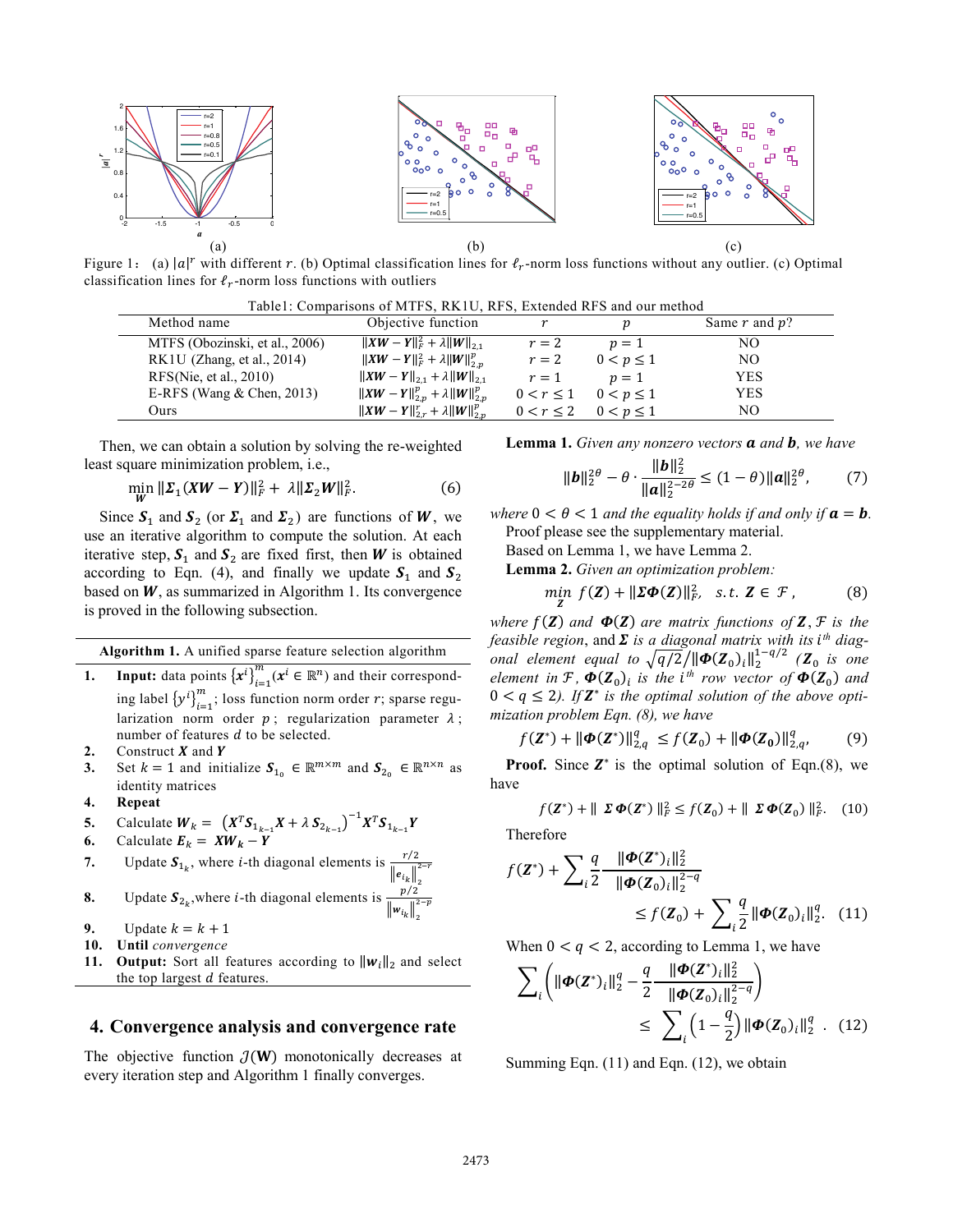Figure 1: (a) $|a|^r$ with different $r$. (b) Optimal classification lines for $\ell_r$-norm loss functions without any outlier. (c) Optimal classification lines for $\ell_r$-norm loss functions with outliers

Table1: Comparisons of MTFS, RK1U, RFS, Extended RFS and our method

| Method name | Objective function | $r$ | $p$ | Same $r$ and $p$? |
|---|---|---|---|---|
| MTFS (Obozinski, et al., 2006) | $\|\boldsymbol{XW}-\boldsymbol{Y}\|_F^2+\lambda\|\boldsymbol{W}\|_{2,1}$ | $r=2$ | $p=1$ | NO |
| RK1U (Zhang, et al., 2014) | $\|\boldsymbol{XW}-\boldsymbol{Y}\|_F^2+\lambda\|\boldsymbol{W}\|_{2,p}^p$ | $r=2$ | $0<p\leq 1$ | NO |
| RFS(Nie, et al., 2010) | $\|\boldsymbol{XW}-\boldsymbol{Y}\|_{2,1}+\lambda\|\boldsymbol{W}\|_{2,1}$ | $r=1$ | $p=1$ | YES |
| E-RFS (Wang & Chen, 2013) | $\|\boldsymbol{XW}-\boldsymbol{Y}\|_{2,p}^p+\lambda\|\boldsymbol{W}\|_{2,p}^p$ | $0<r\leq 1$ | $0<p\leq 1$ | YES |
| Ours | $\|\boldsymbol{XW}-\boldsymbol{Y}\|_{2,r}^r+\lambda\|\boldsymbol{W}\|_{2,p}^p$ | $0<r\leq 2$ | $0<p\leq 1$ | NO |

Then, we can obtain a solution by solving the re-weighted least square minimization problem, i.e.,

$$\min_{\boldsymbol{W}} \|\boldsymbol{\Sigma}_1(\boldsymbol{XW}-\boldsymbol{Y})\|_F^2+\ \lambda\|\boldsymbol{\Sigma}_2\boldsymbol{W}\|_F^2. \tag{6}$$

Since $\boldsymbol{S}_1$ and $\boldsymbol{S}_2$ (or $\boldsymbol{\Sigma}_1$ and $\boldsymbol{\Sigma}_2$) are functions of $\boldsymbol{W}$, we use an iterative algorithm to compute the solution. At each iterative step, $\boldsymbol{S}_1$ and $\boldsymbol{S}_2$ are fixed first, then $\boldsymbol{W}$ is obtained according to Eqn. (4), and finally we update $\boldsymbol{S}_1$ and $\boldsymbol{S}_2$ based on $\boldsymbol{W}$, as summarized in Algorithm 1. Its convergence is proved in the following subsection.

**Algorithm 1.** A unified sparse feature selection algorithm

1. **Input:** data points $\{\boldsymbol{x}^i\}_{i=1}^m(\boldsymbol{x}^i\in\mathbb{R}^n)$ and their corresponding label $\{y^i\}_{i=1}^m$; loss function norm order $r$; sparse regularization norm order $p$; regularization parameter $\lambda$; number of features $d$ to be selected.
2. Construct $\boldsymbol{X}$ and $\boldsymbol{Y}$
3. Set $k=1$ and initialize $\boldsymbol{S}_{1_0}\in\mathbb{R}^{m\times m}$ and $\boldsymbol{S}_{2_0}\in\mathbb{R}^{n\times n}$ as identity matrices
4. **Repeat**
5. Calculate $\boldsymbol{W}_k=\left(\boldsymbol{X}^T\boldsymbol{S}_{1_{k-1}}\boldsymbol{X}+\lambda\,\boldsymbol{S}_{2_{k-1}}\right)^{-1}\boldsymbol{X}^T\boldsymbol{S}_{1_{k-1}}\boldsymbol{Y}$
6. Calculate $\boldsymbol{E}_k=\boldsymbol{XW}_k-\boldsymbol{Y}$
7. Update $\boldsymbol{S}_{1_k}$, where $i$-th diagonal elements is $\frac{r/2}{\|\boldsymbol{e}_{i_k}\|_2^{2-r}}$
8. Update $\boldsymbol{S}_{2_k}$, where $i$-th diagonal elements is $\frac{p/2}{\|\boldsymbol{w}_{i_k}\|_2^{2-p}}$
9. Update $k=k+1$
10. **Until** *convergence*
11. **Output:** Sort all features according to $\|\boldsymbol{w}_i\|_2$ and select the top largest $d$ features.

## 4. Convergence analysis and convergence rate

The objective function $\mathcal{J}(\mathbf{W})$ monotonically decreases at every iteration step and Algorithm 1 finally converges.

**Lemma 1.** *Given any nonzero vectors $\boldsymbol{a}$ and $\boldsymbol{b}$, we have*

$$\|\boldsymbol{b}\|_2^{2\theta}-\theta\cdot\frac{\|\boldsymbol{b}\|_2^2}{\|\boldsymbol{a}\|_2^{2-2\theta}}\leq(1-\theta)\|\boldsymbol{a}\|_2^{2\theta}, \tag{7}$$

*where $0<\theta<1$ and the equality holds if and only if $\boldsymbol{a}=\boldsymbol{b}$.*

Proof please see the supplementary material.

Based on Lemma 1, we have Lemma 2.

**Lemma 2.** *Given an optimization problem:*

$$\min_{\boldsymbol{Z}}\ f(\boldsymbol{Z})+\|\boldsymbol{\Sigma\Phi}(\boldsymbol{Z})\|_F^2,\quad s.t.\ \boldsymbol{Z}\in\mathcal{F}\,, \tag{8}$$

*where $f(\boldsymbol{Z})$ and $\boldsymbol{\Phi}(\boldsymbol{Z})$ are matrix functions of $\boldsymbol{Z}$, $\mathcal{F}$ is the feasible region*, and *$\boldsymbol{\Sigma}$ is a diagonal matrix with its $i^{th}$ diagonal element equal to $\sqrt{q/2}/\|\boldsymbol{\Phi}(\boldsymbol{Z}_0)_i\|_2^{1-q/2}$ ($\boldsymbol{Z}_0$ is one element in $\mathcal{F}$, $\boldsymbol{\Phi}(\boldsymbol{Z}_0)_i$ is the $i^{th}$ row vector of $\boldsymbol{\Phi}(\boldsymbol{Z}_0)$ and $0<q\leq 2$). If $\boldsymbol{Z}^*$ is the optimal solution of the above optimization problem Eqn. (8), we have*

$$f(\boldsymbol{Z}^*)+\|\boldsymbol{\Phi}(\boldsymbol{Z}^*)\|_{2,q}^q\ \leq f(\boldsymbol{Z}_0)+\|\boldsymbol{\Phi}(\boldsymbol{Z}_0)\|_{2,q}^q, \tag{9}$$

**Proof.** Since $\boldsymbol{Z}^*$ is the optimal solution of Eqn.(8), we have

$$f(\boldsymbol{Z}^*)+\|\ \boldsymbol{\Sigma\Phi}(\boldsymbol{Z}^*)\ \|_F^2\leq f(\boldsymbol{Z}_0)+\|\ \boldsymbol{\Sigma\Phi}(\boldsymbol{Z}_0)\ \|_F^2. \tag{10}$$

Therefore

$$f(\boldsymbol{Z}^*)+\sum_i\frac{q}{2}\frac{\|\boldsymbol{\Phi}(\boldsymbol{Z}^*)_i\|_2^2}{\|\boldsymbol{\Phi}(\boldsymbol{Z}_0)_i\|_2^{2-q}}\leq f(\boldsymbol{Z}_0)+\sum_i\frac{q}{2}\|\boldsymbol{\Phi}(\boldsymbol{Z}_0)_i\|_2^q. \tag{11}$$

When $0<q<2$, according to Lemma 1, we have

$$\sum_i\left(\|\boldsymbol{\Phi}(\boldsymbol{Z}^*)_i\|_2^q-\frac{q}{2}\frac{\|\boldsymbol{\Phi}(\boldsymbol{Z}^*)_i\|_2^2}{\|\boldsymbol{\Phi}(\boldsymbol{Z}_0)_i\|_2^{2-q}}\right)\leq\ \sum_i\left(1-\frac{q}{2}\right)\|\boldsymbol{\Phi}(\boldsymbol{Z}_0)_i\|_2^q\ . \tag{12}$$

Summing Eqn. (11) and Eqn. (12), we obtain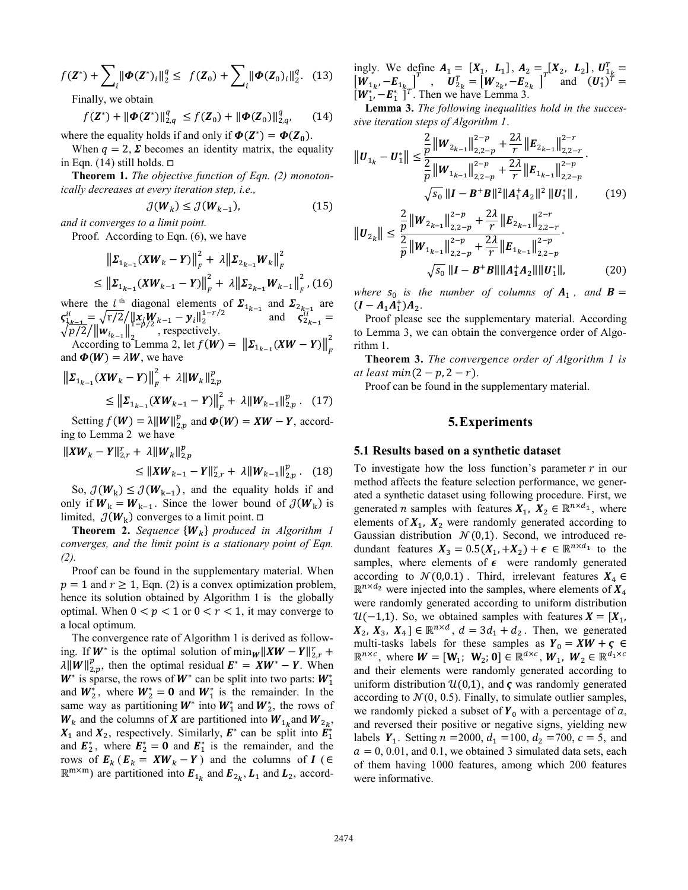$$f(\boldsymbol{Z}^*) + \sum_i \|\boldsymbol{\Phi}(\boldsymbol{Z}^*)_i\|_2^q \le f(\boldsymbol{Z}_0) + \sum_i \|\boldsymbol{\Phi}(\boldsymbol{Z}_0)_i\|_2^q. \quad (13)$$

Finally, we obtain

$$f(\boldsymbol{Z}^*) + \|\boldsymbol{\Phi}(\boldsymbol{Z}^*)\|_{2,q}^q \le f(\boldsymbol{Z}_0) + \|\boldsymbol{\Phi}(\boldsymbol{Z}_0)\|_{2,q}^q, \quad (14)$$

where the equality holds if and only if $\boldsymbol{\Phi}(\boldsymbol{Z}^*) = \boldsymbol{\Phi}(\boldsymbol{Z_0})$.

When $q = 2$, $\boldsymbol{\Sigma}$ becomes an identity matrix, the equality in Eqn. (14) still holds. □

**Theorem 1.** *The objective function of Eqn. (2) monotonically decreases at every iteration step, i.e.,*

$$\mathcal{J}(\boldsymbol{W}_k) \le \mathcal{J}(\boldsymbol{W}_{k-1}), \quad (15)$$

*and it converges to a limit point.*

Proof. According to Eqn. (6), we have

$$\left\|\boldsymbol{\Sigma}_{1_{k-1}}(\boldsymbol{X}\boldsymbol{W}_k - \boldsymbol{Y})\right\|_F^2 + \lambda\left\|\boldsymbol{\Sigma}_{2_{k-1}}\boldsymbol{W}_k\right\|_F^2 \le \left\|\boldsymbol{\Sigma}_{1_{k-1}}(\boldsymbol{X}\boldsymbol{W}_{k-1} - \boldsymbol{Y})\right\|_F^2 + \lambda\left\|\boldsymbol{\Sigma}_{2_{k-1}}\boldsymbol{W}_{k-1}\right\|_F^2, \quad (16)$$

where the $i$ th diagonal elements of $\boldsymbol{\Sigma}_{1_{k-1}}$ and $\boldsymbol{\Sigma}_{2_{k-1}}$ are $\varsigma_{1_{k-1}}^{ii} = \sqrt{r/2}/\|\boldsymbol{x}_i\boldsymbol{W}_{k-1} - \boldsymbol{y}_i\|_2^{1-r/2}$ and $\varsigma_{2_{k-1}}^{ii} = \sqrt{p/2}/\|\boldsymbol{w}_{i_{k-1}}\|_2^{1-p/2}$, respectively.

According to Lemma 2, let $f(\boldsymbol{W}) = \left\|\boldsymbol{\Sigma}_{1_{k-1}}(\boldsymbol{X}\boldsymbol{W} - \boldsymbol{Y})\right\|_F^2$ and $\boldsymbol{\Phi}(\boldsymbol{W}) = \lambda\boldsymbol{W}$, we have

$$\left\|\boldsymbol{\Sigma}_{1_{k-1}}(\boldsymbol{X}\boldsymbol{W}_k - \boldsymbol{Y})\right\|_F^2 + \lambda\|\boldsymbol{W}_k\|_{2,p}^p \le \left\|\boldsymbol{\Sigma}_{1_{k-1}}(\boldsymbol{X}\boldsymbol{W}_{k-1} - \boldsymbol{Y})\right\|_F^2 + \lambda\|\boldsymbol{W}_{k-1}\|_{2,p}^p. \quad (17)$$

Setting $f(\boldsymbol{W}) = \lambda\|\boldsymbol{W}\|_{2,p}^p$ and $\boldsymbol{\Phi}(\boldsymbol{W}) = \boldsymbol{X}\boldsymbol{W} - \boldsymbol{Y}$, according to Lemma 2 we have

$$\|\boldsymbol{X}\boldsymbol{W}_k - \boldsymbol{Y}\|_{2,r}^r + \lambda\|\boldsymbol{W}_k\|_{2,p}^p \le \|\boldsymbol{X}\boldsymbol{W}_{k-1} - \boldsymbol{Y}\|_{2,r}^r + \lambda\|\boldsymbol{W}_{k-1}\|_{2,p}^p. \quad (18)$$

So, $\mathcal{J}(\boldsymbol{W}_k) \le \mathcal{J}(\boldsymbol{W}_{k-1})$, and the equality holds if and only if $\boldsymbol{W}_k = \boldsymbol{W}_{k-1}$. Since the lower bound of $\mathcal{J}(\boldsymbol{W}_k)$ is limited, $\mathcal{J}(\boldsymbol{W}_k)$ converges to a limit point. □

**Theorem 2.** *Sequence $\{\boldsymbol{W}_k\}$ produced in Algorithm 1 converges, and the limit point is a stationary point of Eqn. (2).*

Proof can be found in the supplementary material. When $p = 1$ and $r \ge 1$, Eqn. (2) is a convex optimization problem, hence its solution obtained by Algorithm 1 is the globally optimal. When $0 < p < 1$ or $0 < r < 1$, it may converge to a local optimum.

The convergence rate of Algorithm 1 is derived as following. If $\boldsymbol{W}^*$ is the optimal solution of $\min_{\boldsymbol{W}}\|\boldsymbol{X}\boldsymbol{W} - \boldsymbol{Y}\|_{2,r}^r + \lambda\|\boldsymbol{W}\|_{2,p}^p$, then the optimal residual $\boldsymbol{E}^* = \boldsymbol{X}\boldsymbol{W}^* - \boldsymbol{Y}$. When $\boldsymbol{W}^*$ is sparse, the rows of $\boldsymbol{W}^*$ can be split into two parts: $\boldsymbol{W}_1^*$ and $\boldsymbol{W}_2^*$, where $\boldsymbol{W}_2^* = \boldsymbol{0}$ and $\boldsymbol{W}_1^*$ is the remainder. In the same way as partitioning $\boldsymbol{W}^*$ into $\boldsymbol{W}_1^*$ and $\boldsymbol{W}_2^*$, the rows of $\boldsymbol{W}_k$ and the columns of $\boldsymbol{X}$ are partitioned into $\boldsymbol{W}_{1_k}$ and $\boldsymbol{W}_{2_k}$, $\boldsymbol{X}_1$ and $\boldsymbol{X}_2$, respectively. Similarly, $\boldsymbol{E}^*$ can be split into $\boldsymbol{E}_1^*$ and $\boldsymbol{E}_2^*$, where $\boldsymbol{E}_2^* = \boldsymbol{0}$ and $\boldsymbol{E}_1^*$ is the remainder, and the rows of $\boldsymbol{E}_k$ ($\boldsymbol{E}_k = \boldsymbol{X}\boldsymbol{W}_k - \boldsymbol{Y}$) and the columns of $\boldsymbol{I}$ ($\in \mathbb{R}^{m\times m}$) are partitioned into $\boldsymbol{E}_{1_k}$ and $\boldsymbol{E}_{2_k}$, $\boldsymbol{L}_1$ and $\boldsymbol{L}_2$, accordingly. We define $\boldsymbol{A}_1 = [\boldsymbol{X}_1, \boldsymbol{L}_1]$, $\boldsymbol{A}_2 = [\boldsymbol{X}_2, \boldsymbol{L}_2]$, $\boldsymbol{U}_{1_k}^T = [\boldsymbol{W}_{1_k}, -\boldsymbol{E}_{1_k}]^T$, $\boldsymbol{U}_{2_k}^T = [\boldsymbol{W}_{2_k}, -\boldsymbol{E}_{2_k}]^T$ and $(\boldsymbol{U}_1^*)^T = [\boldsymbol{W}_1^*, -\boldsymbol{E}_1^*]^T$. Then we have Lemma 3.

**Lemma 3.** *The following inequalities hold in the successive iteration steps of Algorithm 1.*

$$\left\|\boldsymbol{U}_{1_k} - \boldsymbol{U}_1^*\right\| \le \frac{\frac{2}{p}\left\|\boldsymbol{W}_{2_{k-1}}\right\|_{2,2-p}^{2-p} + \frac{2\lambda}{r}\left\|\boldsymbol{E}_{2_{k-1}}\right\|_{2,2-r}^{2-r}}{\frac{2}{p}\left\|\boldsymbol{W}_{1_{k-1}}\right\|_{2,2-p}^{2-p} + \frac{2\lambda}{r}\left\|\boldsymbol{E}_{1_{k-1}}\right\|_{2,2-p}^{2-p}} \cdot \sqrt{s_0}\,\|\boldsymbol{I} - \boldsymbol{B}^+\boldsymbol{B}\|^2\|\boldsymbol{A}_1^+\boldsymbol{A}_2\|^2\,\|\boldsymbol{U}_1^*\|, \quad (19)$$

$$\left\|\boldsymbol{U}_{2_k}\right\| \le \frac{\frac{2}{p}\left\|\boldsymbol{W}_{2_{k-1}}\right\|_{2,2-p}^{2-p} + \frac{2\lambda}{r}\left\|\boldsymbol{E}_{2_{k-1}}\right\|_{2,2-r}^{2-r}}{\frac{2}{p}\left\|\boldsymbol{W}_{1_{k-1}}\right\|_{2,2-p}^{2-p} + \frac{2\lambda}{r}\left\|\boldsymbol{E}_{1_{k-1}}\right\|_{2,2-p}^{2-p}} \cdot \sqrt{s_0}\,\|\boldsymbol{I} - \boldsymbol{B}^+\boldsymbol{B}\|\|\boldsymbol{A}_1^+\boldsymbol{A}_2\|\|\boldsymbol{U}_1^*\|, \quad (20)$$

*where $s_0$ is the number of columns of $\boldsymbol{A}_1$, and $\boldsymbol{B} = (\boldsymbol{I} - \boldsymbol{A}_1\boldsymbol{A}_1^+)\boldsymbol{A}_2$.*

Proof please see the supplementary material. According to Lemma 3, we can obtain the convergence order of Algorithm 1.

**Theorem 3.** *The convergence order of Algorithm 1 is at least $min(2-p, 2-r)$.*

Proof can be found in the supplementary material.

# 5. Experiments

## 5.1 Results based on a synthetic dataset

To investigate how the loss function's parameter $r$ in our method affects the feature selection performance, we generated a synthetic dataset using following procedure. First, we generated $n$ samples with features $\boldsymbol{X}_1$, $\boldsymbol{X}_2 \in \mathbb{R}^{n\times d_1}$, where elements of $\boldsymbol{X}_1$, $\boldsymbol{X}_2$ were randomly generated according to Gaussian distribution $\mathcal{N}(0,1)$. Second, we introduced redundant features $\boldsymbol{X}_3 = 0.5(\boldsymbol{X}_1, +\boldsymbol{X}_2) + \boldsymbol{\epsilon} \in \mathbb{R}^{n\times d_1}$ to the samples, where elements of $\boldsymbol{\epsilon}$ were randomly generated according to $\mathcal{N}(0, 0.1)$. Third, irrelevant features $\boldsymbol{X}_4 \in \mathbb{R}^{n\times d_2}$ were injected into the samples, where elements of $\boldsymbol{X}_4$ were randomly generated according to uniform distribution $\mathcal{U}(-1,1)$. So, we obtained samples with features $\boldsymbol{X} = [\boldsymbol{X}_1, \boldsymbol{X}_2, \boldsymbol{X}_3, \boldsymbol{X}_4] \in \mathbb{R}^{n\times d}$, $d = 3d_1 + d_2$. Then, we generated multi-tasks labels for these samples as $\boldsymbol{Y}_0 = \boldsymbol{X}\boldsymbol{W} + \boldsymbol{\varsigma} \in \mathbb{R}^{n\times c}$, where $\boldsymbol{W} = [\boldsymbol{W}_1;\ \boldsymbol{W}_2; \boldsymbol{0}] \in \mathbb{R}^{d\times c}$, $\boldsymbol{W}_1$, $\boldsymbol{W}_2 \in \mathbb{R}^{d_1\times c}$ and their elements were randomly generated according to uniform distribution $\mathcal{U}(0,1)$, and $\boldsymbol{\varsigma}$ was randomly generated according to $\mathcal{N}(0, 0.5)$. Finally, to simulate outlier samples, we randomly picked a subset of $\boldsymbol{Y}_0$ with a percentage of $a$, and reversed their positive or negative signs, yielding new labels $\boldsymbol{Y}_1$. Setting $n = 2000$, $d_1 = 100$, $d_2 = 700$, $c = 5$, and $a = 0$, 0.01, and 0.1, we obtained 3 simulated data sets, each of them having 1000 features, among which 200 features were informative.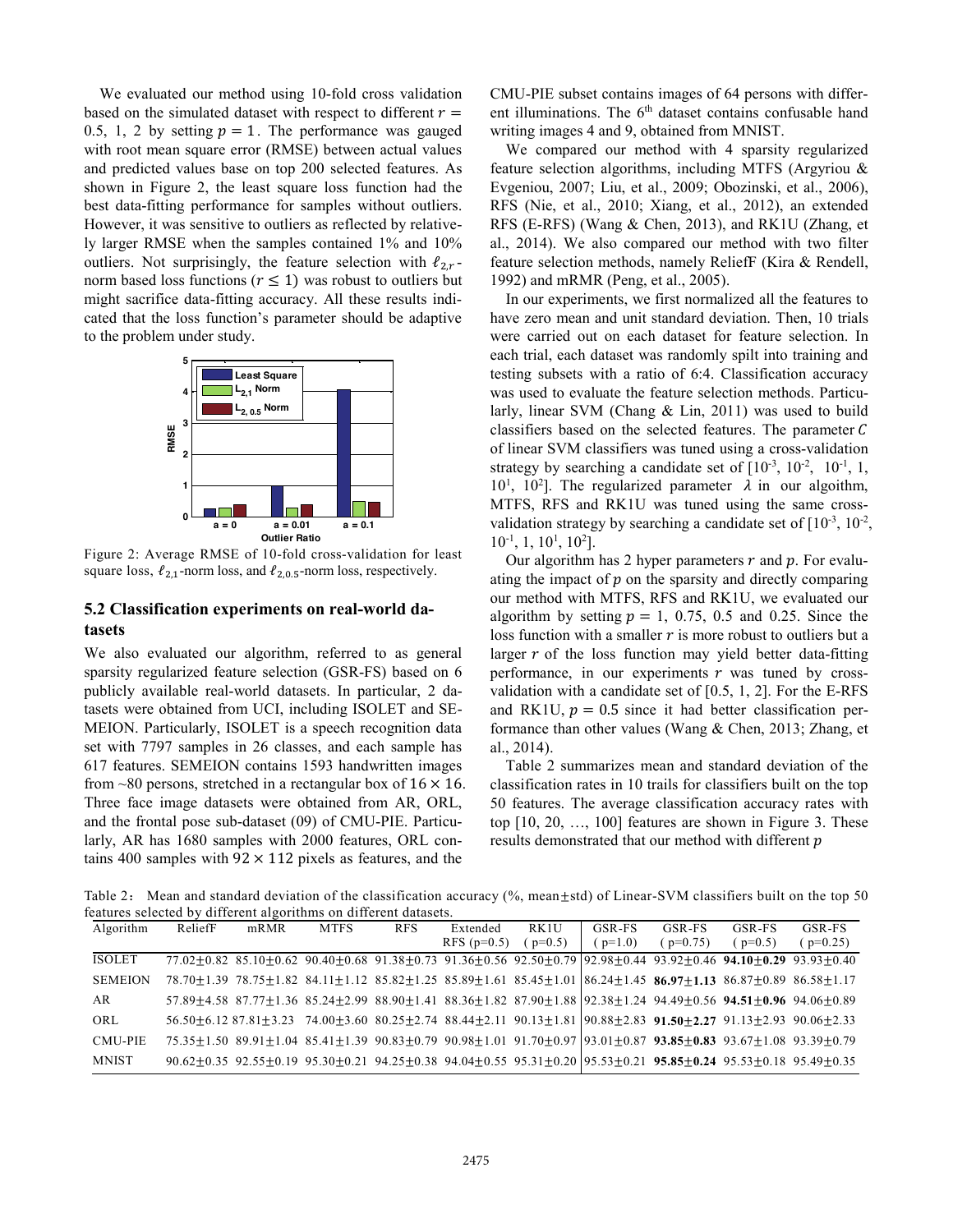We evaluated our method using 10-fold cross validation based on the simulated dataset with respect to different $r = 0.5, 1, 2$ by setting $p = 1$. The performance was gauged with root mean square error (RMSE) between actual values and predicted values base on top 200 selected features. As shown in Figure 2, the least square loss function had the best data-fitting performance for samples without outliers. However, it was sensitive to outliers as reflected by relatively larger RMSE when the samples contained 1% and 10% outliers. Not surprisingly, the feature selection with $\ell_{2,r}$-norm based loss functions ($r \leq 1$) was robust to outliers but might sacrifice data-fitting accuracy. All these results indicated that the loss function's parameter should be adaptive to the problem under study.

Figure 2: Average RMSE of 10-fold cross-validation for least square loss, $\ell_{2,1}$-norm loss, and $\ell_{2,0.5}$-norm loss, respectively.

## 5.2 Classification experiments on real-world datasets

We also evaluated our algorithm, referred to as general sparsity regularized feature selection (GSR-FS) based on 6 publicly available real-world datasets. In particular, 2 datasets were obtained from UCI, including ISOLET and SEMEION. Particularly, ISOLET is a speech recognition data set with 7797 samples in 26 classes, and each sample has 617 features. SEMEION contains 1593 handwritten images from ~80 persons, stretched in a rectangular box of $16 \times 16$. Three face image datasets were obtained from AR, ORL, and the frontal pose sub-dataset (09) of CMU-PIE. Particularly, AR has 1680 samples with 2000 features, ORL contains 400 samples with $92 \times 112$ pixels as features, and the CMU-PIE subset contains images of 64 persons with different illuminations. The 6[th] dataset contains confusable hand writing images 4 and 9, obtained from MNIST.

We compared our method with 4 sparsity regularized feature selection algorithms, including MTFS (Argyriou & Evgeniou, 2007; Liu, et al., 2009; Obozinski, et al., 2006), RFS (Nie, et al., 2010; Xiang, et al., 2012), an extended RFS (E-RFS) (Wang & Chen, 2013), and RK1U (Zhang, et al., 2014). We also compared our method with two filter feature selection methods, namely ReliefF (Kira & Rendell, 1992) and mRMR (Peng, et al., 2005).

In our experiments, we first normalized all the features to have zero mean and unit standard deviation. Then, 10 trials were carried out on each dataset for feature selection. In each trial, each dataset was randomly spilt into training and testing subsets with a ratio of 6:4. Classification accuracy was used to evaluate the feature selection methods. Particularly, linear SVM (Chang & Lin, 2011) was used to build classifiers based on the selected features. The parameter $C$ of linear SVM classifiers was tuned using a cross-validation strategy by searching a candidate set of [$10^{-3}$, $10^{-2}$, $10^{-1}$, 1, $10^{1}$, $10^{2}$]. The regularized parameter $\lambda$ in our algorithm, MTFS, RFS and RK1U was tuned using the same cross-validation strategy by searching a candidate set of [$10^{-3}$, $10^{-2}$, $10^{-1}$, 1, $10^{1}$, $10^{2}$].

Our algorithm has 2 hyper parameters $r$ and $p$. For evaluating the impact of $p$ on the sparsity and directly comparing our method with MTFS, RFS and RK1U, we evaluated our algorithm by setting $p = 1$, 0.75, 0.5 and 0.25. Since the loss function with a smaller $r$ is more robust to outliers but a larger $r$ of the loss function may yield better data-fitting performance, in our experiments $r$ was tuned by cross-validation with a candidate set of [0.5, 1, 2]. For the E-RFS and RK1U, $p = 0.5$ since it had better classification performance than other values (Wang & Chen, 2013; Zhang, et al., 2014).

Table 2 summarizes mean and standard deviation of the classification rates in 10 trails for classifiers built on the top 50 features. The average classification accuracy rates with top [10, 20, …, 100] features are shown in Figure 3. These results demonstrated that our method with different $p$

Table 2： Mean and standard deviation of the classification accuracy (%, mean±std) of Linear-SVM classifiers built on the top 50 features selected by different algorithms on different datasets.

| Algorithm | ReliefF | mRMR | MTFS | RFS | Extended RFS (p=0.5) | RK1U (p=0.5) | GSR-FS (p=1.0) | GSR-FS (p=0.75) | GSR-FS (p=0.5) | GSR-FS (p=0.25) |
|---|---|---|---|---|---|---|---|---|---|---|
| ISOLET | 77.02±0.82 | 85.10±0.62 | 90.40±0.68 | 91.38±0.73 | 91.36±0.56 | 92.50±0.79 | 92.98±0.44 | 93.92±0.46 | **94.10±0.29** | 93.93±0.40 |
| SEMEION | 78.70±1.39 | 78.75±1.82 | 84.11±1.12 | 85.82±1.25 | 85.89±1.61 | 85.45±1.01 | 86.24±1.45 | **86.97±1.13** | 86.87±0.89 | 86.58±1.17 |
| AR | 57.89±4.58 | 87.77±1.36 | 85.24±2.99 | 88.90±1.41 | 88.36±1.82 | 87.90±1.88 | 92.38±1.24 | 94.49±0.56 | **94.51±0.96** | 94.06±0.89 |
| ORL | 56.50±6.12 | 87.81±3.23 | 74.00±3.60 | 80.25±2.74 | 88.44±2.11 | 90.13±1.81 | 90.88±2.83 | **91.50±2.27** | 91.13±2.93 | 90.06±2.33 |
| CMU-PIE | 75.35±1.50 | 89.91±1.04 | 85.41±1.39 | 90.83±0.79 | 90.98±1.01 | 91.70±0.97 | 93.01±0.87 | **93.85±0.83** | 93.67±1.08 | 93.39±0.79 |
| MNIST | 90.62±0.35 | 92.55±0.19 | 95.30±0.21 | 94.25±0.38 | 94.04±0.55 | 95.31±0.20 | 95.53±0.21 | **95.85±0.24** | 95.53±0.18 | 95.49±0.35 |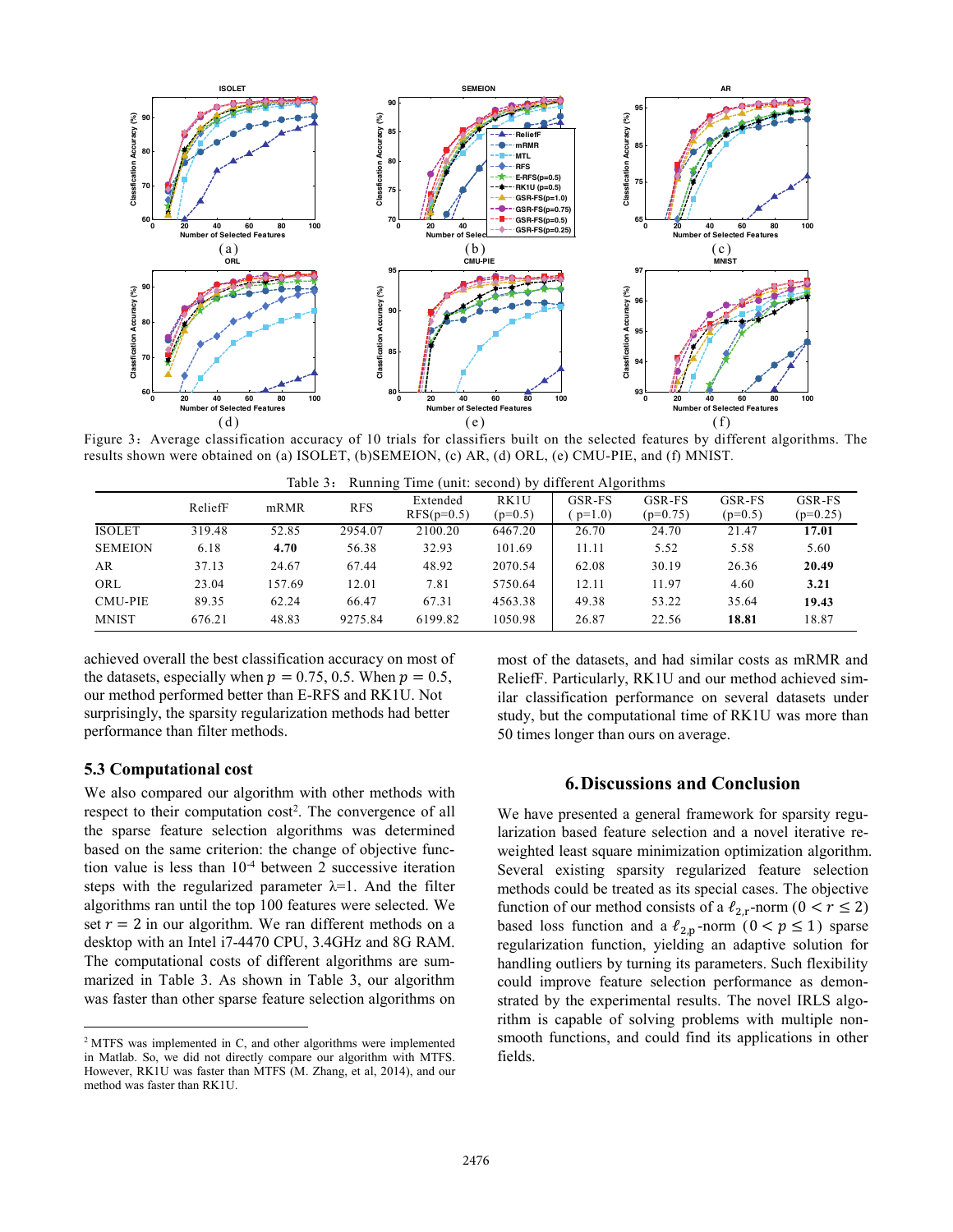Figure 3: Average classification accuracy of 10 trials for classifiers built on the selected features by different algorithms. The results shown were obtained on (a) ISOLET, (b)SEMEION, (c) AR, (d) ORL, (e) CMU-PIE, and (f) MNIST.

Table 3: Running Time (unit: second) by different Algorithms

| | ReliefF | mRMR | RFS | Extended RFS(p=0.5) | RK1U (p=0.5) | GSR-FS ( p=1.0) | GSR-FS (p=0.75) | GSR-FS (p=0.5) | GSR-FS (p=0.25) |
|---|---|---|---|---|---|---|---|---|---|
| ISOLET | 319.48 | 52.85 | 2954.07 | 2100.20 | 6467.20 | 26.70 | 24.70 | 21.47 | **17.01** |
| SEMEION | 6.18 | **4.70** | 56.38 | 32.93 | 101.69 | 11.11 | 5.52 | 5.58 | 5.60 |
| AR | 37.13 | 24.67 | 67.44 | 48.92 | 2070.54 | 62.08 | 30.19 | 26.36 | **20.49** |
| ORL | 23.04 | 157.69 | 12.01 | 7.81 | 5750.64 | 12.11 | 11.97 | 4.60 | **3.21** |
| CMU-PIE | 89.35 | 62.24 | 66.47 | 67.31 | 4563.38 | 49.38 | 53.22 | 35.64 | **19.43** |
| MNIST | 676.21 | 48.83 | 9275.84 | 6199.82 | 1050.98 | 26.87 | 22.56 | **18.81** | 18.87 |

achieved overall the best classification accuracy on most of the datasets, especially when $p = 0.75$, 0.5. When $p = 0.5$, our method performed better than E-RFS and RK1U. Not surprisingly, the sparsity regularization methods had better performance than filter methods.

### 5.3 Computational cost

We also compared our algorithm with other methods with respect to their computation cost[2]. The convergence of all the sparse feature selection algorithms was determined based on the same criterion: the change of objective function value is less than $10^{-4}$ between 2 successive iteration steps with the regularized parameter λ=1. And the filter algorithms ran until the top 100 features were selected. We set $r = 2$ in our algorithm. We ran different methods on a desktop with an Intel i7-4470 CPU, 3.4GHz and 8G RAM. The computational costs of different algorithms are summarized in Table 3. As shown in Table 3, our algorithm was faster than other sparse feature selection algorithms on most of the datasets, and had similar costs as mRMR and ReliefF. Particularly, RK1U and our method achieved similar classification performance on several datasets under study, but the computational time of RK1U was more than 50 times longer than ours on average.

[2] MTFS was implemented in C, and other algorithms were implemented in Matlab. So, we did not directly compare our algorithm with MTFS. However, RK1U was faster than MTFS (M. Zhang, et al, 2014), and our method was faster than RK1U.

## 6. Discussions and Conclusion

We have presented a general framework for sparsity regularization based feature selection and a novel iterative reweighted least square minimization optimization algorithm. Several existing sparsity regularized feature selection methods could be treated as its special cases. The objective function of our method consists of a $\ell_{2,r}$-norm ($0 < r \leq 2$) based loss function and a $\ell_{2,p}$-norm ($0 < p \leq 1$) sparse regularization function, yielding an adaptive solution for handling outliers by turning its parameters. Such flexibility could improve feature selection performance as demonstrated by the experimental results. The novel IRLS algorithm is capable of solving problems with multiple nonsmooth functions, and could find its applications in other fields.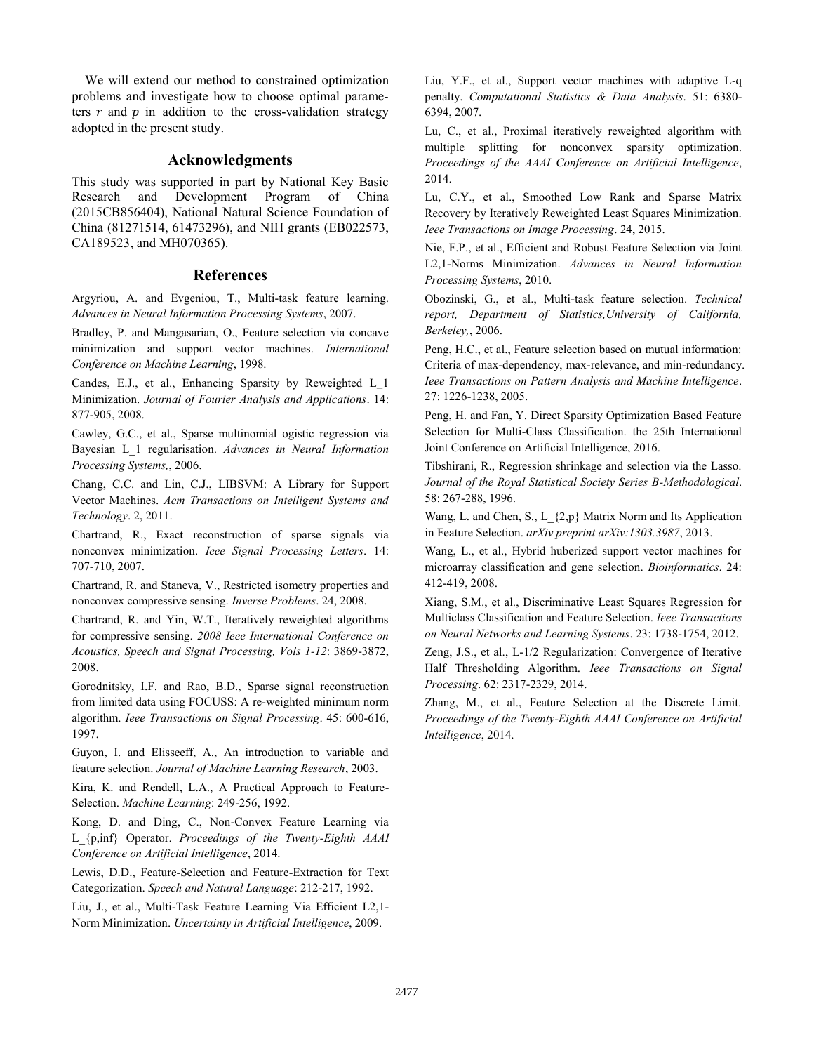We will extend our method to constrained optimization problems and investigate how to choose optimal parameters $r$ and $p$ in addition to the cross-validation strategy adopted in the present study.

## Acknowledgments

This study was supported in part by National Key Basic Research and Development Program of China (2015CB856404), National Natural Science Foundation of China (81271514, 61473296), and NIH grants (EB022573, CA189523, and MH070365).

## References

Argyriou, A. and Evgeniou, T., Multi-task feature learning. *Advances in Neural Information Processing Systems*, 2007.

Bradley, P. and Mangasarian, O., Feature selection via concave minimization and support vector machines. *International Conference on Machine Learning*, 1998.

Candes, E.J., et al., Enhancing Sparsity by Reweighted L_1 Minimization. *Journal of Fourier Analysis and Applications*. 14: 877-905, 2008.

Cawley, G.C., et al., Sparse multinomial ogistic regression via Bayesian L_1 regularisation. *Advances in Neural Information Processing Systems,*, 2006.

Chang, C.C. and Lin, C.J., LIBSVM: A Library for Support Vector Machines. *Acm Transactions on Intelligent Systems and Technology*. 2, 2011.

Chartrand, R., Exact reconstruction of sparse signals via nonconvex minimization. *Ieee Signal Processing Letters*. 14: 707-710, 2007.

Chartrand, R. and Staneva, V., Restricted isometry properties and nonconvex compressive sensing. *Inverse Problems*. 24, 2008.

Chartrand, R. and Yin, W.T., Iteratively reweighted algorithms for compressive sensing. *2008 Ieee International Conference on Acoustics, Speech and Signal Processing, Vols 1-12*: 3869-3872, 2008.

Gorodnitsky, I.F. and Rao, B.D., Sparse signal reconstruction from limited data using FOCUSS: A re-weighted minimum norm algorithm. *Ieee Transactions on Signal Processing*. 45: 600-616, 1997.

Guyon, I. and Elisseeff, A., An introduction to variable and feature selection. *Journal of Machine Learning Research*, 2003.

Kira, K. and Rendell, L.A., A Practical Approach to Feature-Selection. *Machine Learning*: 249-256, 1992.

Kong, D. and Ding, C., Non-Convex Feature Learning via L_{p,inf} Operator. *Proceedings of the Twenty-Eighth AAAI Conference on Artificial Intelligence*, 2014.

Lewis, D.D., Feature-Selection and Feature-Extraction for Text Categorization. *Speech and Natural Language*: 212-217, 1992.

Liu, J., et al., Multi-Task Feature Learning Via Efficient L2,1-Norm Minimization. *Uncertainty in Artificial Intelligence*, 2009.

Liu, Y.F., et al., Support vector machines with adaptive L-q penalty. *Computational Statistics & Data Analysis*. 51: 6380-6394, 2007.

Lu, C., et al., Proximal iteratively reweighted algorithm with multiple splitting for nonconvex sparsity optimization. *Proceedings of the AAAI Conference on Artificial Intelligence*, 2014.

Lu, C.Y., et al., Smoothed Low Rank and Sparse Matrix Recovery by Iteratively Reweighted Least Squares Minimization. *Ieee Transactions on Image Processing*. 24, 2015.

Nie, F.P., et al., Efficient and Robust Feature Selection via Joint L2,1-Norms Minimization. *Advances in Neural Information Processing Systems*, 2010.

Obozinski, G., et al., Multi-task feature selection. *Technical report, Department of Statistics,University of California, Berkeley,*, 2006.

Peng, H.C., et al., Feature selection based on mutual information: Criteria of max-dependency, max-relevance, and min-redundancy. *Ieee Transactions on Pattern Analysis and Machine Intelligence*. 27: 1226-1238, 2005.

Peng, H. and Fan, Y. Direct Sparsity Optimization Based Feature Selection for Multi-Class Classification. the 25th International Joint Conference on Artificial Intelligence, 2016.

Tibshirani, R., Regression shrinkage and selection via the Lasso. *Journal of the Royal Statistical Society Series B-Methodological*. 58: 267-288, 1996.

Wang, L. and Chen, S., L_{2,p} Matrix Norm and Its Application in Feature Selection. *arXiv preprint arXiv:1303.3987*, 2013.

Wang, L., et al., Hybrid huberized support vector machines for microarray classification and gene selection. *Bioinformatics*. 24: 412-419, 2008.

Xiang, S.M., et al., Discriminative Least Squares Regression for Multiclass Classification and Feature Selection. *Ieee Transactions on Neural Networks and Learning Systems*. 23: 1738-1754, 2012.

Zeng, J.S., et al., L-1/2 Regularization: Convergence of Iterative Half Thresholding Algorithm. *Ieee Transactions on Signal Processing*. 62: 2317-2329, 2014.

Zhang, M., et al., Feature Selection at the Discrete Limit. *Proceedings of the Twenty-Eighth AAAI Conference on Artificial Intelligence*, 2014.